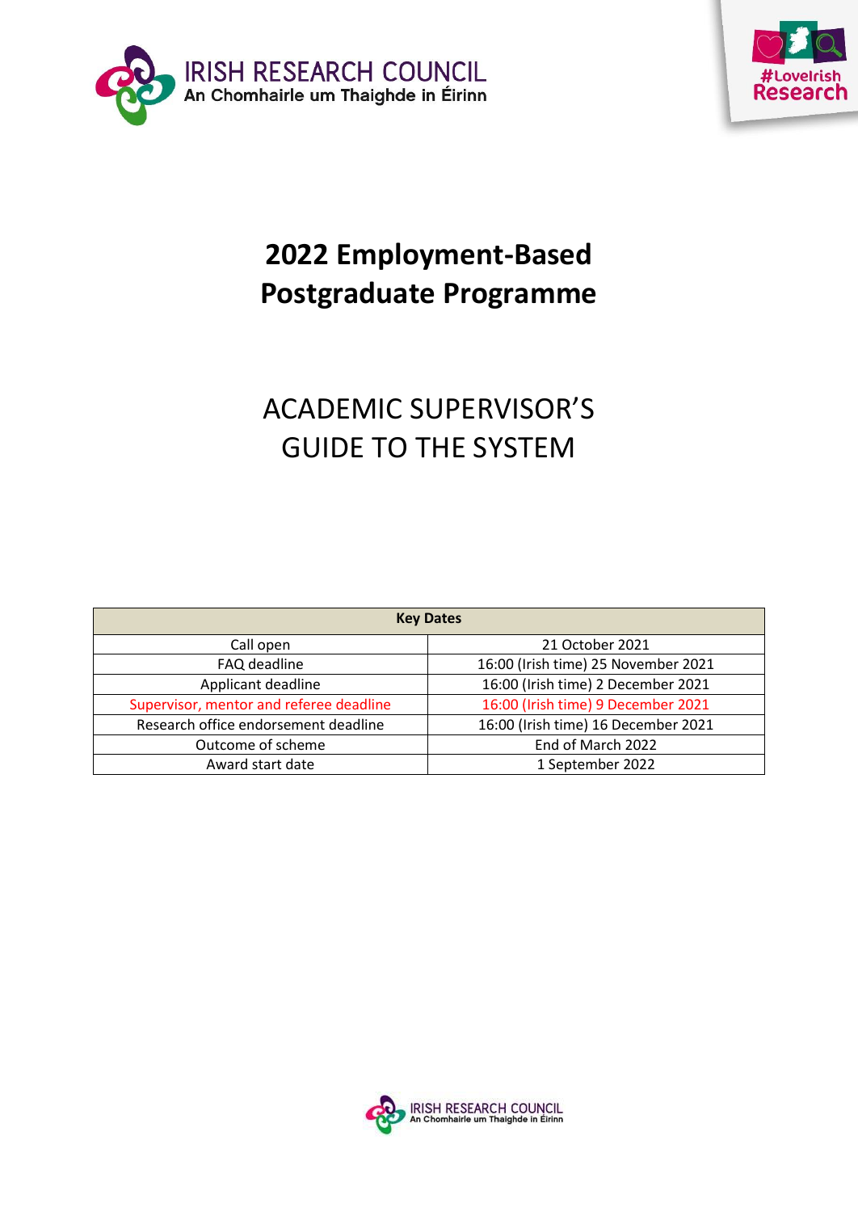IRISH RESEARCH COUNCIL
An Chomhairle um Thaighde in Éirinn

#LoveIrish Research

# 2022 Employment-Based Postgraduate Programme

## ACADEMIC SUPERVISOR'S GUIDE TO THE SYSTEM

| Key Dates | |
|---|---|
| Call open | 21 October 2021 |
| FAQ deadline | 16:00 (Irish time) 25 November 2021 |
| Applicant deadline | 16:00 (Irish time) 2 December 2021 |
| Supervisor, mentor and referee deadline | 16:00 (Irish time) 9 December 2021 |
| Research office endorsement deadline | 16:00 (Irish time) 16 December 2021 |
| Outcome of scheme | End of March 2022 |
| Award start date | 1 September 2022 |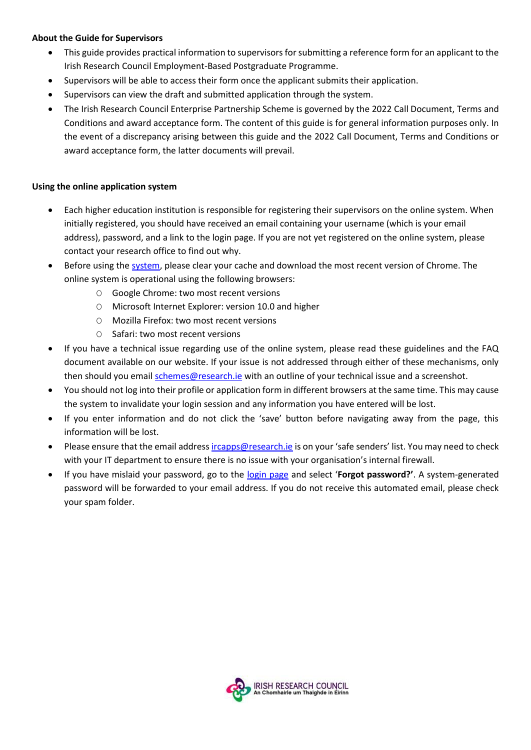**About the Guide for Supervisors**

- This guide provides practical information to supervisors for submitting a reference form for an applicant to the Irish Research Council Employment-Based Postgraduate Programme.
- Supervisors will be able to access their form once the applicant submits their application.
- Supervisors can view the draft and submitted application through the system.
- The Irish Research Council Enterprise Partnership Scheme is governed by the 2022 Call Document, Terms and Conditions and award acceptance form. The content of this guide is for general information purposes only. In the event of a discrepancy arising between this guide and the 2022 Call Document, Terms and Conditions or award acceptance form, the latter documents will prevail.

**Using the online application system**

- Each higher education institution is responsible for registering their supervisors on the online system. When initially registered, you should have received an email containing your username (which is your email address), password, and a link to the login page. If you are not yet registered on the online system, please contact your research office to find out why.
- Before using the system, please clear your cache and download the most recent version of Chrome. The online system is operational using the following browsers:
  - Google Chrome: two most recent versions
  - Microsoft Internet Explorer: version 10.0 and higher
  - Mozilla Firefox: two most recent versions
  - Safari: two most recent versions
- If you have a technical issue regarding use of the online system, please read these guidelines and the FAQ document available on our website. If your issue is not addressed through either of these mechanisms, only then should you email schemes@research.ie with an outline of your technical issue and a screenshot.
- You should not log into their profile or application form in different browsers at the same time. This may cause the system to invalidate your login session and any information you have entered will be lost.
- If you enter information and do not click the 'save' button before navigating away from the page, this information will be lost.
- Please ensure that the email address ircapps@research.ie is on your 'safe senders' list. You may need to check with your IT department to ensure there is no issue with your organisation's internal firewall.
- If you have mislaid your password, go to the login page and select '**Forgot password?**'. A system-generated password will be forwarded to your email address. If you do not receive this automated email, please check your spam folder.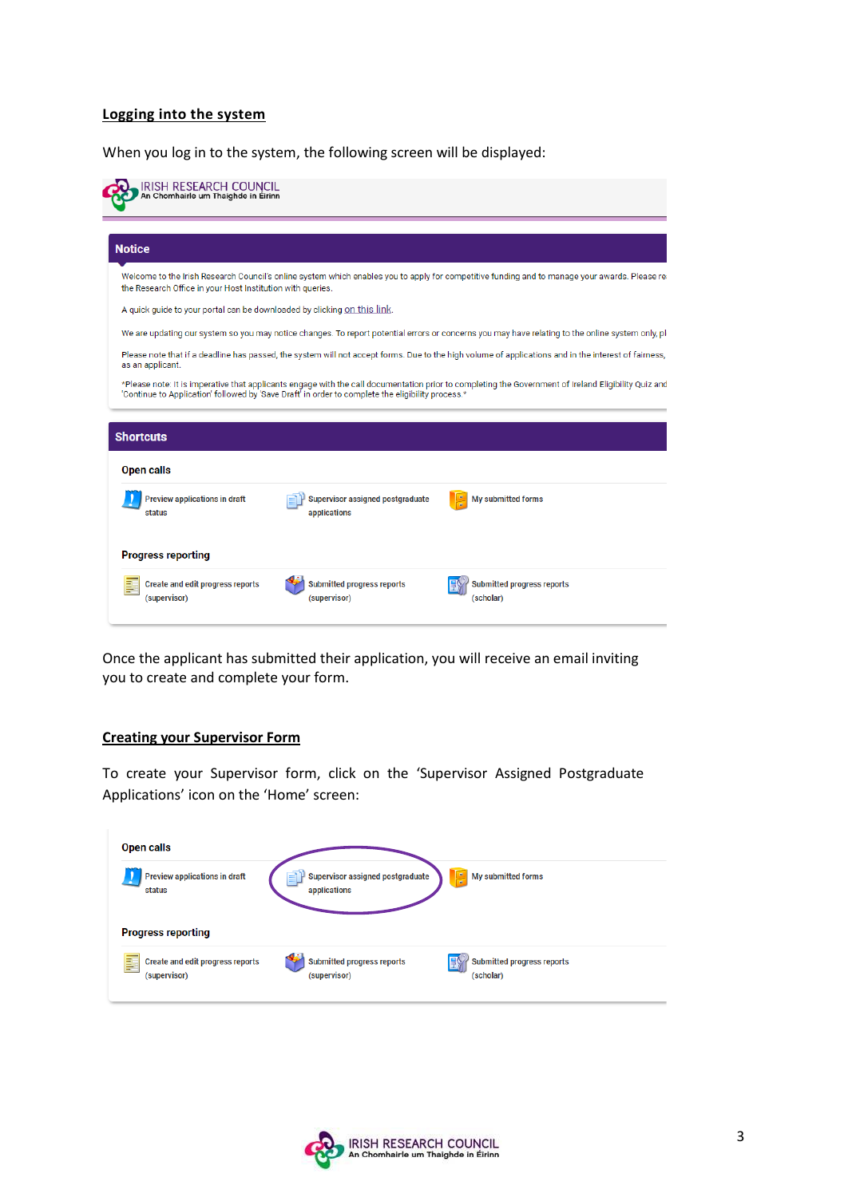## Logging into the system

When you log in to the system, the following screen will be displayed:

IRISH RESEARCH COUNCIL
An Chomhairle um Thaighde in Éirinn

**Notice**

Welcome to the Irish Research Council's online system which enables you to apply for competitive funding and to manage your awards. Please re the Research Office in your Host Institution with queries.

A quick guide to your portal can be downloaded by clicking on this link.

We are updating our system so you may notice changes. To report potential errors or concerns you may have relating to the online system only, pl

Please note that if a deadline has passed, the system will not accept forms. Due to the high volume of applications and in the interest of fairness, as an applicant.

*Please note: It is imperative that applicants engage with the call documentation prior to completing the Government of Ireland Eligibility Quiz and 'Continue to Application' followed by 'Save Draft' in order to complete the eligibility process.*

**Shortcuts**

**Open calls**

Preview applications in draft status | Supervisor assigned postgraduate applications | My submitted forms

**Progress reporting**

Create and edit progress reports (supervisor) | Submitted progress reports (supervisor) | Submitted progress reports (scholar)

Once the applicant has submitted their application, you will receive an email inviting you to create and complete your form.

## Creating your Supervisor Form

To create your Supervisor form, click on the 'Supervisor Assigned Postgraduate Applications' icon on the 'Home' screen:

**Open calls**

Preview applications in draft status | Supervisor assigned postgraduate applications | My submitted forms

**Progress reporting**

Create and edit progress reports (supervisor) | Submitted progress reports (supervisor) | Submitted progress reports (scholar)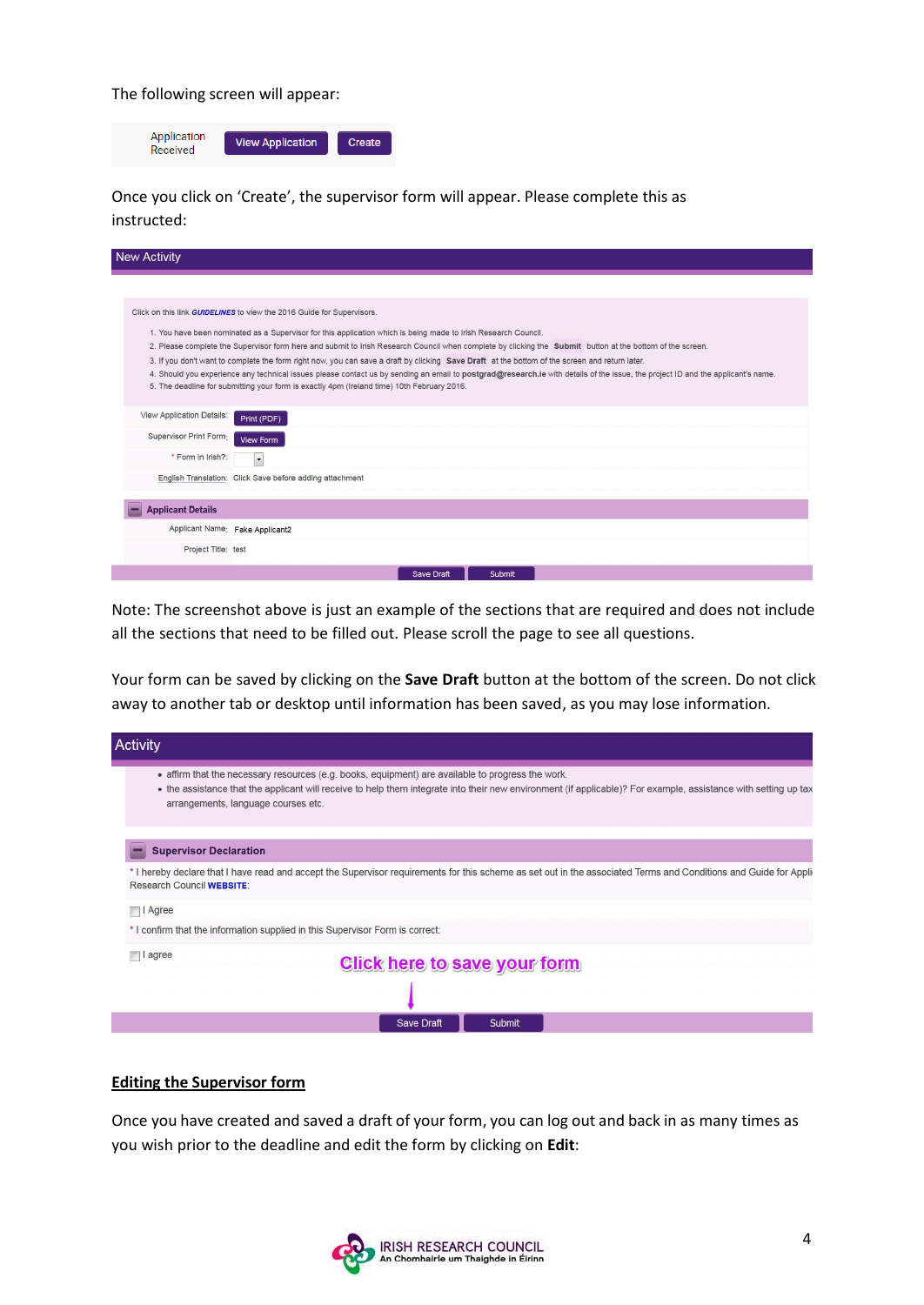The following screen will appear:

Application Received | View Application | Create

Once you click on 'Create', the supervisor form will appear. Please complete this as instructed:

New Activity

Click on this link *GUIDELINES* to view the 2016 Guide for Supervisors.

1. You have been nominated as a Supervisor for this application which is being made to Irish Research Council.
2. Please complete the Supervisor form here and submit to Irish Research Council when complete by clicking the **Submit** button at the bottom of the screen.
3. If you don't want to complete the form right now, you can save a draft by clicking **Save Draft** at the bottom of the screen and return later.
4. Should you experience any technical issues please contact us by sending an email to **postgrad@research.ie** with details of the issue, the project ID and the applicant's name.
5. The deadline for submitting your form is exactly 4pm (Ireland time) 10th February 2016.

View Application Details: Print (PDF)
Supervisor Print Form: View Form
* Form in Irish?:
English Translation: Click Save before adding attachment

**Applicant Details**

Applicant Name: Fake Applicant2
Project Title: test

Save Draft | Submit

Note: The screenshot above is just an example of the sections that are required and does not include all the sections that need to be filled out. Please scroll the page to see all questions.

Your form can be saved by clicking on the **Save Draft** button at the bottom of the screen. Do not click away to another tab or desktop until information has been saved, as you may lose information.

Activity

- affirm that the necessary resources (e.g. books, equipment) are available to progress the work.
- the assistance that the applicant will receive to help them integrate into their new environment (if applicable)? For example, assistance with setting up tax arrangements, language courses etc.

**Supervisor Declaration**

* I hereby declare that I have read and accept the Supervisor requirements for this scheme as set out in the associated Terms and Conditions and Guide for Appli... Research Council **WEBSITE**:

I Agree

* I confirm that the information supplied in this Supervisor Form is correct:

I agree

Click here to save your form

Save Draft | Submit

## Editing the Supervisor form

Once you have created and saved a draft of your form, you can log out and back in as many times as you wish prior to the deadline and edit the form by clicking on **Edit**: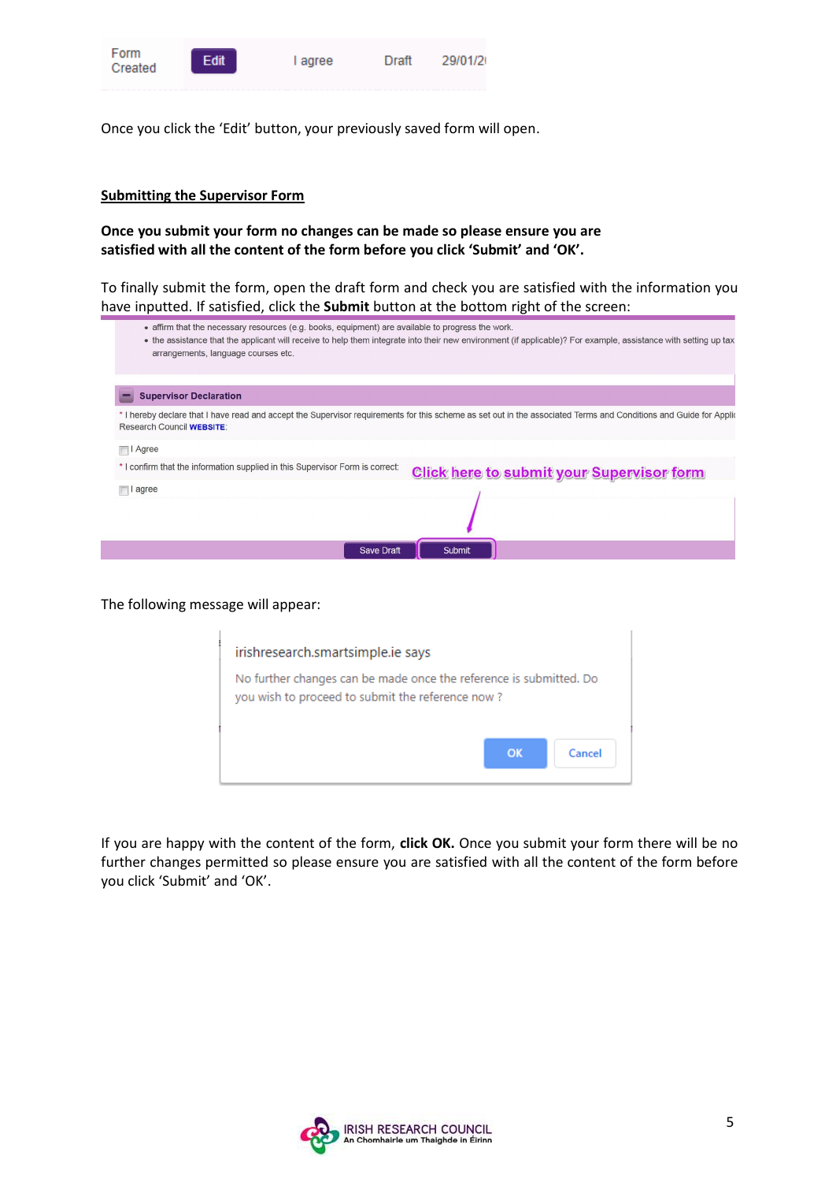Once you click the 'Edit' button, your previously saved form will open.

## Submitting the Supervisor Form

**Once you submit your form no changes can be made so please ensure you are satisfied with all the content of the form before you click 'Submit' and 'OK'.**

To finally submit the form, open the draft form and check you are satisfied with the information you have inputted. If satisfied, click the **Submit** button at the bottom right of the screen:

The following message will appear:

If you are happy with the content of the form, **click OK.** Once you submit your form there will be no further changes permitted so please ensure you are satisfied with all the content of the form before you click 'Submit' and 'OK'.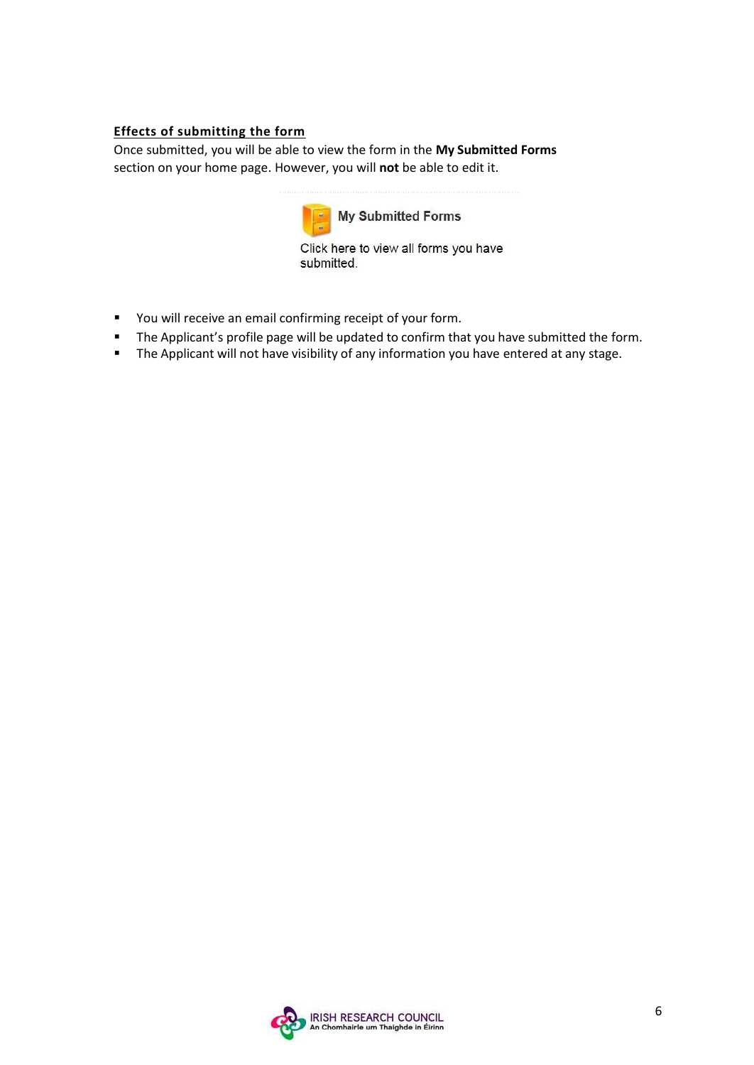**Effects of submitting the form**

Once submitted, you will be able to view the form in the **My Submitted Forms** section on your home page. However, you will **not** be able to edit it.

My Submitted Forms

Click here to view all forms you have submitted.

- You will receive an email confirming receipt of your form.
- The Applicant's profile page will be updated to confirm that you have submitted the form.
- The Applicant will not have visibility of any information you have entered at any stage.